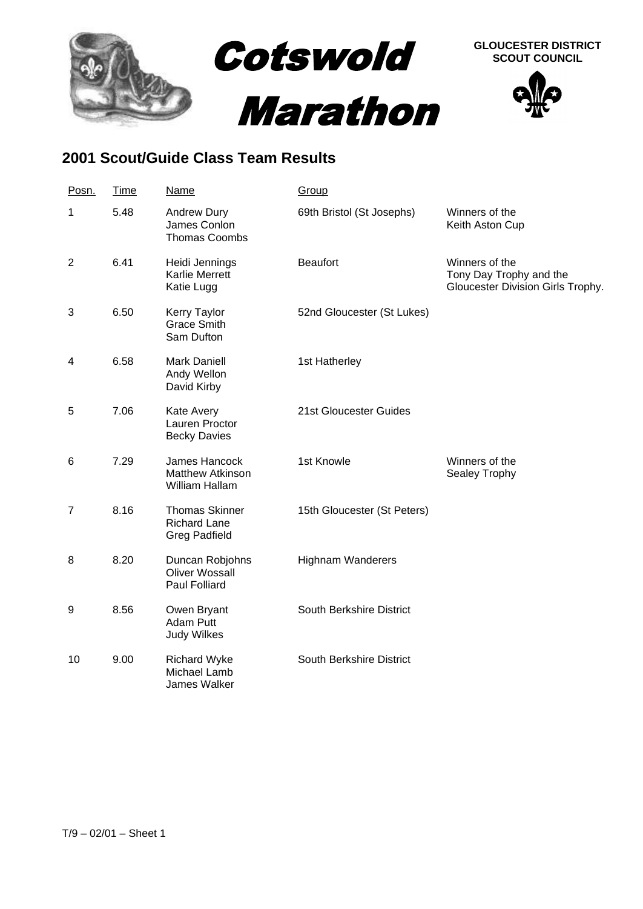# Cotswold Marathon

**GLOUCESTER DISTRICT SCOUT COUNCIL**

## 2001 Scout/Guide Class Team Results

| Posn. | Time | Name | Group | |
|---|---|---|---|---|
| 1 | 5.48 | Andrew Dury<br>James Conlon<br>Thomas Coombs | 69th Bristol (St Josephs) | Winners of the Keith Aston Cup |
| 2 | 6.41 | Heidi Jennings<br>Karlie Merrett<br>Katie Lugg | Beaufort | Winners of the Tony Day Trophy and the Gloucester Division Girls Trophy. |
| 3 | 6.50 | Kerry Taylor<br>Grace Smith<br>Sam Dufton | 52nd Gloucester (St Lukes) | |
| 4 | 6.58 | Mark Daniell<br>Andy Wellon<br>David Kirby | 1st Hatherley | |
| 5 | 7.06 | Kate Avery<br>Lauren Proctor<br>Becky Davies | 21st Gloucester Guides | |
| 6 | 7.29 | James Hancock<br>Matthew Atkinson<br>William Hallam | 1st Knowle | Winners of the Sealey Trophy |
| 7 | 8.16 | Thomas Skinner<br>Richard Lane<br>Greg Padfield | 15th Gloucester (St Peters) | |
| 8 | 8.20 | Duncan Robjohns<br>Oliver Wossall<br>Paul Folliard | Highnam Wanderers | |
| 9 | 8.56 | Owen Bryant<br>Adam Putt<br>Judy Wilkes | South Berkshire District | |
| 10 | 9.00 | Richard Wyke<br>Michael Lamb<br>James Walker | South Berkshire District | |

T/9 – 02/01 – Sheet 1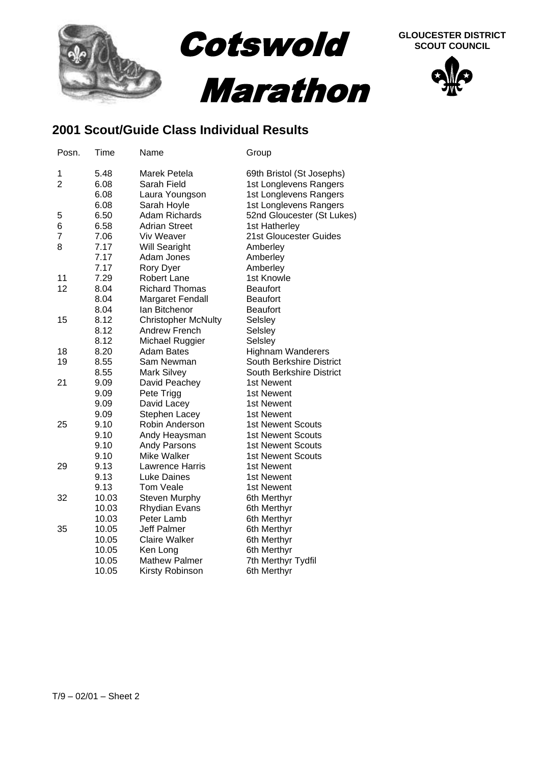# Cotswold Marathon

**GLOUCESTER DISTRICT SCOUT COUNCIL**

## 2001 Scout/Guide Class Individual Results

| Posn. | Time | Name | Group |
|---|---|---|---|
| 1 | 5.48 | Marek Petela | 69th Bristol (St Josephs) |
| 2 | 6.08 | Sarah Field | 1st Longlevens Rangers |
| | 6.08 | Laura Youngson | 1st Longlevens Rangers |
| | 6.08 | Sarah Hoyle | 1st Longlevens Rangers |
| 5 | 6.50 | Adam Richards | 52nd Gloucester (St Lukes) |
| 6 | 6.58 | Adrian Street | 1st Hatherley |
| 7 | 7.06 | Viv Weaver | 21st Gloucester Guides |
| 8 | 7.17 | Will Searight | Amberley |
| | 7.17 | Adam Jones | Amberley |
| | 7.17 | Rory Dyer | Amberley |
| 11 | 7.29 | Robert Lane | 1st Knowle |
| 12 | 8.04 | Richard Thomas | Beaufort |
| | 8.04 | Margaret Fendall | Beaufort |
| | 8.04 | Ian Bitchenor | Beaufort |
| 15 | 8.12 | Christopher McNulty | Selsley |
| | 8.12 | Andrew French | Selsley |
| | 8.12 | Michael Ruggier | Selsley |
| 18 | 8.20 | Adam Bates | Highnam Wanderers |
| 19 | 8.55 | Sam Newman | South Berkshire District |
| | 8.55 | Mark Silvey | South Berkshire District |
| 21 | 9.09 | David Peachey | 1st Newent |
| | 9.09 | Pete Trigg | 1st Newent |
| | 9.09 | David Lacey | 1st Newent |
| | 9.09 | Stephen Lacey | 1st Newent |
| 25 | 9.10 | Robin Anderson | 1st Newent Scouts |
| | 9.10 | Andy Heaysman | 1st Newent Scouts |
| | 9.10 | Andy Parsons | 1st Newent Scouts |
| | 9.10 | Mike Walker | 1st Newent Scouts |
| 29 | 9.13 | Lawrence Harris | 1st Newent |
| | 9.13 | Luke Daines | 1st Newent |
| | 9.13 | Tom Veale | 1st Newent |
| 32 | 10.03 | Steven Murphy | 6th Merthyr |
| | 10.03 | Rhydian Evans | 6th Merthyr |
| | 10.03 | Peter Lamb | 6th Merthyr |
| 35 | 10.05 | Jeff Palmer | 6th Merthyr |
| | 10.05 | Claire Walker | 6th Merthyr |
| | 10.05 | Ken Long | 6th Merthyr |
| | 10.05 | Mathew Palmer | 7th Merthyr Tydfil |
| | 10.05 | Kirsty Robinson | 6th Merthyr |

T/9 – 02/01 – Sheet 2